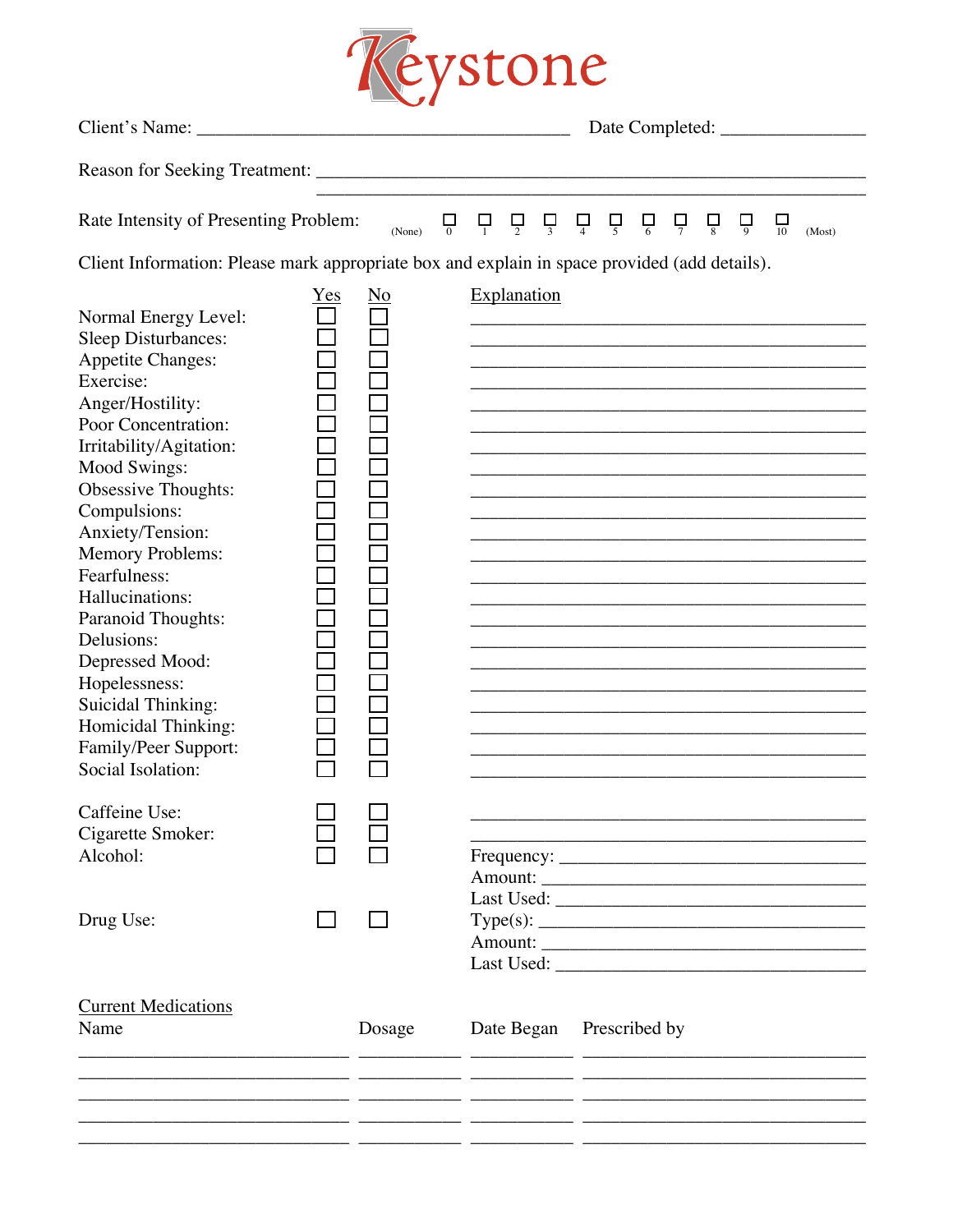# Keystone

Client's Name: ________________________________________ Date Completed: _______________

Reason for Seeking Treatment: _____________________________________________________________

_____________________________________________________________

Rate Intensity of Presenting Problem: (None) ☐ 0 ☐ 1 ☐ 2 ☐ 3 ☐ 4 ☐ 5 ☐ 6 ☐ 7 ☐ 8 ☐ 9 ☐ 10 (Most)

Client Information: Please mark appropriate box and explain in space provided (add details).

| | Yes | No | Explanation |
|---|---|---|---|
| Normal Energy Level: | ☐ | ☐ | ____________________ |
| Sleep Disturbances: | ☐ | ☐ | ____________________ |
| Appetite Changes: | ☐ | ☐ | ____________________ |
| Exercise: | ☐ | ☐ | ____________________ |
| Anger/Hostility: | ☐ | ☐ | ____________________ |
| Poor Concentration: | ☐ | ☐ | ____________________ |
| Irritability/Agitation: | ☐ | ☐ | ____________________ |
| Mood Swings: | ☐ | ☐ | ____________________ |
| Obsessive Thoughts: | ☐ | ☐ | ____________________ |
| Compulsions: | ☐ | ☐ | ____________________ |
| Anxiety/Tension: | ☐ | ☐ | ____________________ |
| Memory Problems: | ☐ | ☐ | ____________________ |
| Fearfulness: | ☐ | ☐ | ____________________ |
| Hallucinations: | ☐ | ☐ | ____________________ |
| Paranoid Thoughts: | ☐ | ☐ | ____________________ |
| Delusions: | ☐ | ☐ | ____________________ |
| Depressed Mood: | ☐ | ☐ | ____________________ |
| Hopelessness: | ☐ | ☐ | ____________________ |
| Suicidal Thinking: | ☐ | ☐ | ____________________ |
| Homicidal Thinking: | ☐ | ☐ | ____________________ |
| Family/Peer Support: | ☐ | ☐ | ____________________ |
| Social Isolation: | ☐ | ☐ | ____________________ |
| | | | |
| Caffeine Use: | ☐ | ☐ | ____________________ |
| Cigarette Smoker: | ☐ | ☐ | ____________________ |
| Alcohol: | ☐ | ☐ | Frequency: ____________________ |
| | | | Amount: ____________________ |
| | | | Last Used: ____________________ |
| Drug Use: | ☐ | ☐ | Type(s): ____________________ |
| | | | Amount: ____________________ |
| | | | Last Used: ____________________ |

## Current Medications

| Name | Dosage | Date Began | Prescribed by |
|---|---|---|---|
| ____________________ | __________ | __________ | ____________________ |
| ____________________ | __________ | __________ | ____________________ |
| ____________________ | __________ | __________ | ____________________ |
| ____________________ | __________ | __________ | ____________________ |
| ____________________ | __________ | __________ | ____________________ |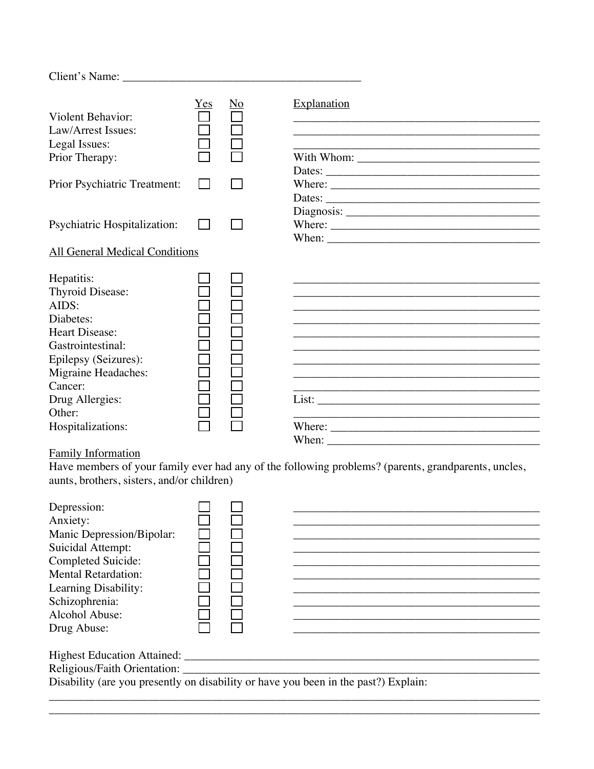Client's Name: ________________________________________

| | Yes | No | Explanation |
|---|---|---|---|
| Violent Behavior: | ☐ | ☐ | ________________________________________ |
| Law/Arrest Issues: | ☐ | ☐ | ________________________________________ |
| Legal Issues: | ☐ | ☐ | ________________________________________ |
| Prior Therapy: | ☐ | ☐ | With Whom: ______________________________ |
| | | | Dates: ___________________________________ |
| Prior Psychiatric Treatment: | ☐ | ☐ | Where: __________________________________ |
| | | | Dates: ___________________________________ |
| | | | Diagnosis: ________________________________ |
| Psychiatric Hospitalization: | ☐ | ☐ | Where: __________________________________ |
| | | | When: ___________________________________ |

## All General Medical Conditions

| | Yes | No | Explanation |
|---|---|---|---|
| Hepatitis: | ☐ | ☐ | ________________________________________ |
| Thyroid Disease: | ☐ | ☐ | ________________________________________ |
| AIDS: | ☐ | ☐ | ________________________________________ |
| Diabetes: | ☐ | ☐ | ________________________________________ |
| Heart Disease: | ☐ | ☐ | ________________________________________ |
| Gastrointestinal: | ☐ | ☐ | ________________________________________ |
| Epilepsy (Seizures): | ☐ | ☐ | ________________________________________ |
| Migraine Headaches: | ☐ | ☐ | ________________________________________ |
| Cancer: | ☐ | ☐ | ________________________________________ |
| Drug Allergies: | ☐ | ☐ | List: ____________________________________ |
| Other: | ☐ | ☐ | ________________________________________ |
| Hospitalizations: | ☐ | ☐ | Where: __________________________________ |
| | | | When: ___________________________________ |

## Family Information

Have members of your family ever had any of the following problems? (parents, grandparents, uncles, aunts, brothers, sisters, and/or children)

| | Yes | No | Explanation |
|---|---|---|---|
| Depression: | ☐ | ☐ | ________________________________________ |
| Anxiety: | ☐ | ☐ | ________________________________________ |
| Manic Depression/Bipolar: | ☐ | ☐ | ________________________________________ |
| Suicidal Attempt: | ☐ | ☐ | ________________________________________ |
| Completed Suicide: | ☐ | ☐ | ________________________________________ |
| Mental Retardation: | ☐ | ☐ | ________________________________________ |
| Learning Disability: | ☐ | ☐ | ________________________________________ |
| Schizophrenia: | ☐ | ☐ | ________________________________________ |
| Alcohol Abuse: | ☐ | ☐ | ________________________________________ |
| Drug Abuse: | ☐ | ☐ | ________________________________________ |

Highest Education Attained: ______________________________________________________

Religious/Faith Orientation: ______________________________________________________

Disability (are you presently on disability or have you been in the past?) Explain:

______________________________________________________________________________

______________________________________________________________________________